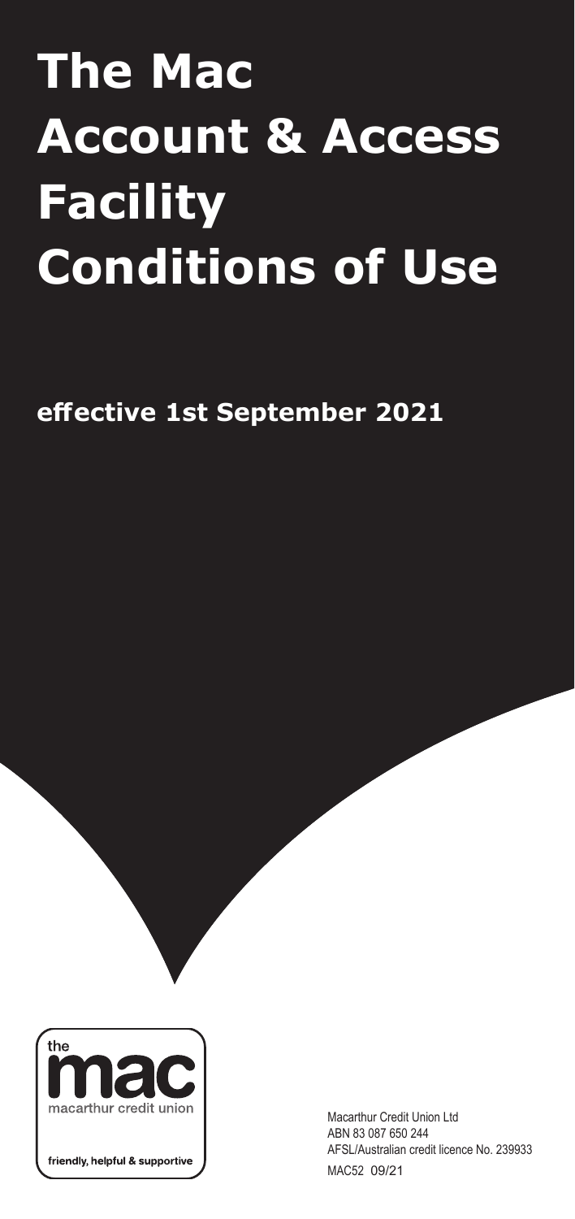# The Mac Account & Access Facility Conditions of Use

**effective 1st September 2021**

the mac
macarthur credit union

friendly, helpful & supportive

Macarthur Credit Union Ltd
ABN 83 087 650 244
AFSL/Australian credit licence No. 239933
MAC52 09/21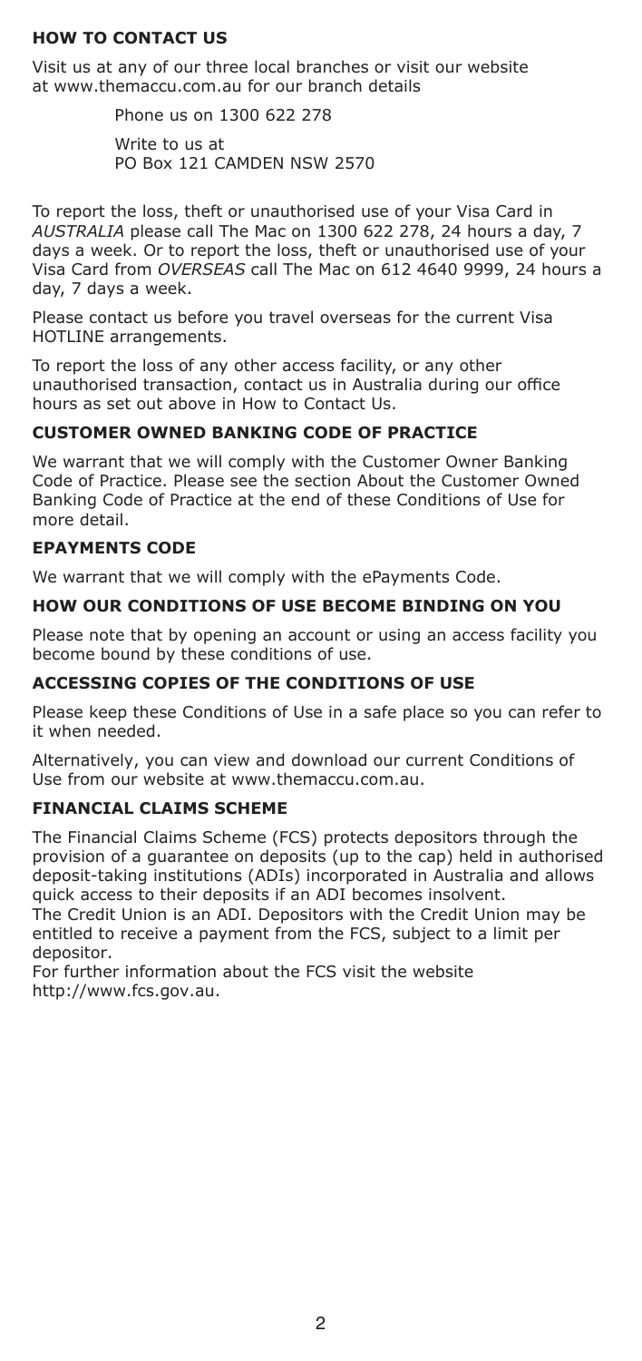## HOW TO CONTACT US

Visit us at any of our three local branches or visit our website at www.themaccu.com.au for our branch details

Phone us on 1300 622 278

Write to us at
PO Box 121 CAMDEN NSW 2570

To report the loss, theft or unauthorised use of your Visa Card in *AUSTRALIA* please call The Mac on 1300 622 278, 24 hours a day, 7 days a week. Or to report the loss, theft or unauthorised use of your Visa Card from *OVERSEAS* call The Mac on 612 4640 9999, 24 hours a day, 7 days a week.

Please contact us before you travel overseas for the current Visa HOTLINE arrangements.

To report the loss of any other access facility, or any other unauthorised transaction, contact us in Australia during our office hours as set out above in How to Contact Us.

## CUSTOMER OWNED BANKING CODE OF PRACTICE

We warrant that we will comply with the Customer Owner Banking Code of Practice. Please see the section About the Customer Owned Banking Code of Practice at the end of these Conditions of Use for more detail.

## EPAYMENTS CODE

We warrant that we will comply with the ePayments Code.

## HOW OUR CONDITIONS OF USE BECOME BINDING ON YOU

Please note that by opening an account or using an access facility you become bound by these conditions of use.

## ACCESSING COPIES OF THE CONDITIONS OF USE

Please keep these Conditions of Use in a safe place so you can refer to it when needed.

Alternatively, you can view and download our current Conditions of Use from our website at www.themaccu.com.au.

## FINANCIAL CLAIMS SCHEME

The Financial Claims Scheme (FCS) protects depositors through the provision of a guarantee on deposits (up to the cap) held in authorised deposit-taking institutions (ADIs) incorporated in Australia and allows quick access to their deposits if an ADI becomes insolvent.
The Credit Union is an ADI. Depositors with the Credit Union may be entitled to receive a payment from the FCS, subject to a limit per depositor.
For further information about the FCS visit the website http://www.fcs.gov.au.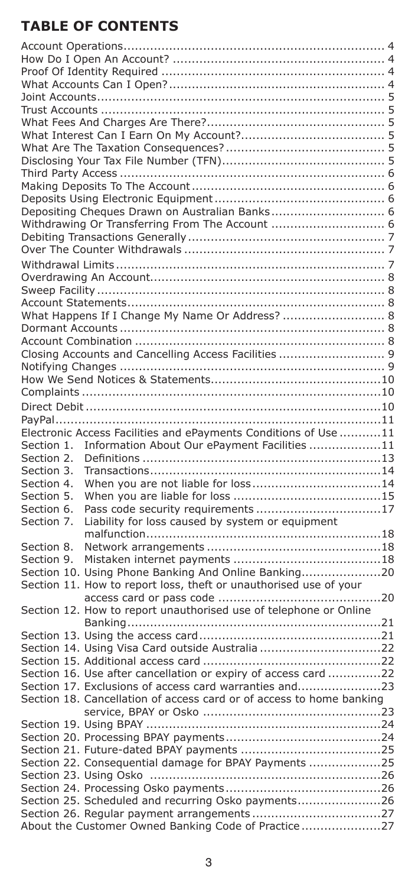# TABLE OF CONTENTS

| | |
|---|---|
| Account Operations | 4 |
| How Do I Open An Account? | 4 |
| Proof Of Identity Required | 4 |
| What Accounts Can I Open? | 4 |
| Joint Accounts | 5 |
| Trust Accounts | 5 |
| What Fees And Charges Are There? | 5 |
| What Interest Can I Earn On My Account? | 5 |
| What Are The Taxation Consequences? | 5 |
| Disclosing Your Tax File Number (TFN) | 5 |
| Third Party Access | 6 |
| Making Deposits To The Account | 6 |
| Deposits Using Electronic Equipment | 6 |
| Depositing Cheques Drawn on Australian Banks | 6 |
| Withdrawing Or Transferring From The Account | 6 |
| Debiting Transactions Generally | 7 |
| Over The Counter Withdrawals | 7 |
| Withdrawal Limits | 7 |
| Overdrawing An Account | 8 |
| Sweep Facility | 8 |
| Account Statements | 8 |
| What Happens If I Change My Name Or Address? | 8 |
| Dormant Accounts | 8 |
| Account Combination | 8 |
| Closing Accounts and Cancelling Access Facilities | 9 |
| Notifying Changes | 9 |
| How We Send Notices & Statements | 10 |
| Complaints | 10 |
| Direct Debit | 10 |
| PayPal | 11 |
| Electronic Access Facilities and ePayments Conditions of Use | 11 |
| Section 1. Information About Our ePayment Facilities | 11 |
| Section 2. Definitions | 13 |
| Section 3. Transactions | 14 |
| Section 4. When you are not liable for loss | 14 |
| Section 5. When you are liable for loss | 15 |
| Section 6. Pass code security requirements | 17 |
| Section 7. Liability for loss caused by system or equipment malfunction | 18 |
| Section 8. Network arrangements | 18 |
| Section 9. Mistaken internet payments | 18 |
| Section 10. Using Phone Banking And Online Banking | 20 |
| Section 11. How to report loss, theft or unauthorised use of your access card or pass code | 20 |
| Section 12. How to report unauthorised use of telephone or Online Banking | 21 |
| Section 13. Using the access card | 21 |
| Section 14. Using Visa Card outside Australia | 22 |
| Section 15. Additional access card | 22 |
| Section 16. Use after cancellation or expiry of access card | 22 |
| Section 17. Exclusions of access card warranties and | 23 |
| Section 18. Cancellation of access card or of access to home banking service, BPAY or Osko | 23 |
| Section 19. Using BPAY | 24 |
| Section 20. Processing BPAY payments | 24 |
| Section 21. Future-dated BPAY payments | 25 |
| Section 22. Consequential damage for BPAY Payments | 25 |
| Section 23. Using Osko | 26 |
| Section 24. Processing Osko payments | 26 |
| Section 25. Scheduled and recurring Osko payments | 26 |
| Section 26. Regular payment arrangements | 27 |
| About the Customer Owned Banking Code of Practice | 27 |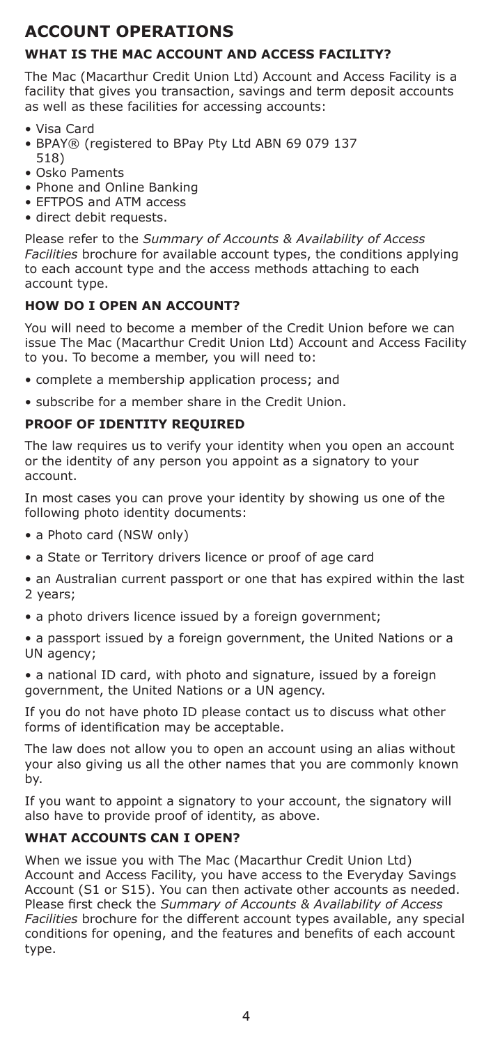# ACCOUNT OPERATIONS

## WHAT IS THE MAC ACCOUNT AND ACCESS FACILITY?

The Mac (Macarthur Credit Union Ltd) Account and Access Facility is a facility that gives you transaction, savings and term deposit accounts as well as these facilities for accessing accounts:

- Visa Card
- BPAY® (registered to BPay Pty Ltd ABN 69 079 137 518)
- Osko Paments
- Phone and Online Banking
- EFTPOS and ATM access
- direct debit requests.

Please refer to the *Summary of Accounts & Availability of Access Facilities* brochure for available account types, the conditions applying to each account type and the access methods attaching to each account type.

## HOW DO I OPEN AN ACCOUNT?

You will need to become a member of the Credit Union before we can issue The Mac (Macarthur Credit Union Ltd) Account and Access Facility to you. To become a member, you will need to:

- complete a membership application process; and
- subscribe for a member share in the Credit Union.

## PROOF OF IDENTITY REQUIRED

The law requires us to verify your identity when you open an account or the identity of any person you appoint as a signatory to your account.

In most cases you can prove your identity by showing us one of the following photo identity documents:

- a Photo card (NSW only)
- a State or Territory drivers licence or proof of age card
- an Australian current passport or one that has expired within the last 2 years;
- a photo drivers licence issued by a foreign government;
- a passport issued by a foreign government, the United Nations or a UN agency;
- a national ID card, with photo and signature, issued by a foreign government, the United Nations or a UN agency.

If you do not have photo ID please contact us to discuss what other forms of identification may be acceptable.

The law does not allow you to open an account using an alias without your also giving us all the other names that you are commonly known by.

If you want to appoint a signatory to your account, the signatory will also have to provide proof of identity, as above.

## WHAT ACCOUNTS CAN I OPEN?

When we issue you with The Mac (Macarthur Credit Union Ltd) Account and Access Facility, you have access to the Everyday Savings Account (S1 or S15). You can then activate other accounts as needed. Please first check the *Summary of Accounts & Availability of Access Facilities* brochure for the different account types available, any special conditions for opening, and the features and benefits of each account type.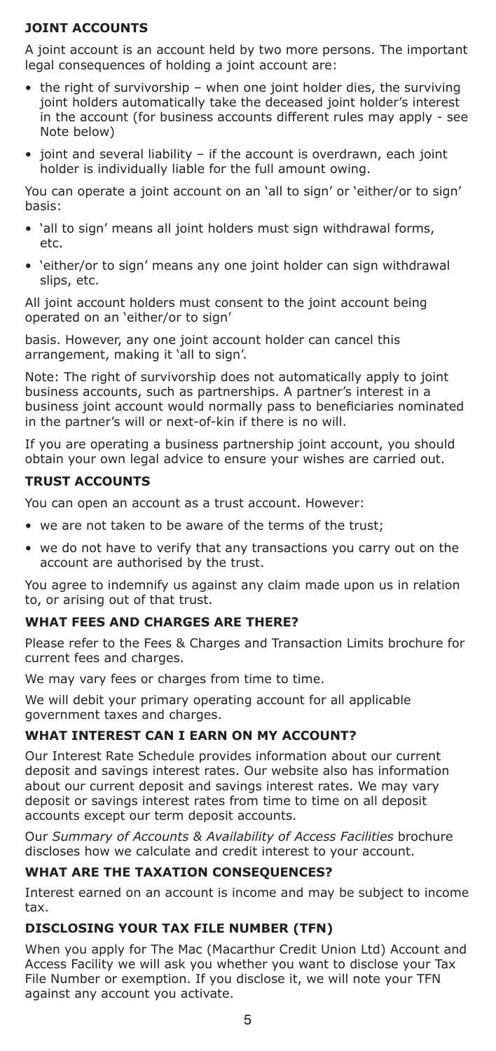## JOINT ACCOUNTS

A joint account is an account held by two more persons. The important legal consequences of holding a joint account are:

- the right of survivorship – when one joint holder dies, the surviving joint holders automatically take the deceased joint holder's interest in the account (for business accounts different rules may apply - see Note below)
- joint and several liability – if the account is overdrawn, each joint holder is individually liable for the full amount owing.

You can operate a joint account on an 'all to sign' or 'either/or to sign' basis:

- 'all to sign' means all joint holders must sign withdrawal forms, etc.
- 'either/or to sign' means any one joint holder can sign withdrawal slips, etc.

All joint account holders must consent to the joint account being operated on an 'either/or to sign'

basis. However, any one joint account holder can cancel this arrangement, making it 'all to sign'.

Note: The right of survivorship does not automatically apply to joint business accounts, such as partnerships. A partner's interest in a business joint account would normally pass to beneficiaries nominated in the partner's will or next-of-kin if there is no will.

If you are operating a business partnership joint account, you should obtain your own legal advice to ensure your wishes are carried out.

## TRUST ACCOUNTS

You can open an account as a trust account. However:

- we are not taken to be aware of the terms of the trust;
- we do not have to verify that any transactions you carry out on the account are authorised by the trust.

You agree to indemnify us against any claim made upon us in relation to, or arising out of that trust.

## WHAT FEES AND CHARGES ARE THERE?

Please refer to the Fees & Charges and Transaction Limits brochure for current fees and charges.

We may vary fees or charges from time to time.

We will debit your primary operating account for all applicable government taxes and charges.

## WHAT INTEREST CAN I EARN ON MY ACCOUNT?

Our Interest Rate Schedule provides information about our current deposit and savings interest rates. Our website also has information about our current deposit and savings interest rates. We may vary deposit or savings interest rates from time to time on all deposit accounts except our term deposit accounts.

Our *Summary of Accounts & Availability of Access Facilities* brochure discloses how we calculate and credit interest to your account.

## WHAT ARE THE TAXATION CONSEQUENCES?

Interest earned on an account is income and may be subject to income tax.

## DISCLOSING YOUR TAX FILE NUMBER (TFN)

When you apply for The Mac (Macarthur Credit Union Ltd) Account and Access Facility we will ask you whether you want to disclose your Tax File Number or exemption. If you disclose it, we will note your TFN against any account you activate.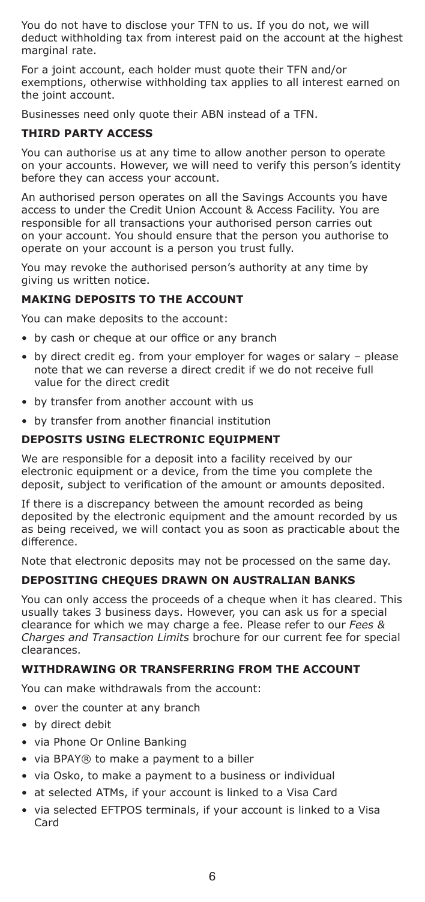You do not have to disclose your TFN to us. If you do not, we will deduct withholding tax from interest paid on the account at the highest marginal rate.

For a joint account, each holder must quote their TFN and/or exemptions, otherwise withholding tax applies to all interest earned on the joint account.

Businesses need only quote their ABN instead of a TFN.

### THIRD PARTY ACCESS

You can authorise us at any time to allow another person to operate on your accounts. However, we will need to verify this person's identity before they can access your account.

An authorised person operates on all the Savings Accounts you have access to under the Credit Union Account & Access Facility. You are responsible for all transactions your authorised person carries out on your account. You should ensure that the person you authorise to operate on your account is a person you trust fully.

You may revoke the authorised person's authority at any time by giving us written notice.

### MAKING DEPOSITS TO THE ACCOUNT

You can make deposits to the account:

- by cash or cheque at our office or any branch
- by direct credit eg. from your employer for wages or salary – please note that we can reverse a direct credit if we do not receive full value for the direct credit
- by transfer from another account with us
- by transfer from another financial institution

### DEPOSITS USING ELECTRONIC EQUIPMENT

We are responsible for a deposit into a facility received by our electronic equipment or a device, from the time you complete the deposit, subject to verification of the amount or amounts deposited.

If there is a discrepancy between the amount recorded as being deposited by the electronic equipment and the amount recorded by us as being received, we will contact you as soon as practicable about the difference.

Note that electronic deposits may not be processed on the same day.

### DEPOSITING CHEQUES DRAWN ON AUSTRALIAN BANKS

You can only access the proceeds of a cheque when it has cleared. This usually takes 3 business days. However, you can ask us for a special clearance for which we may charge a fee. Please refer to our *Fees & Charges and Transaction Limits* brochure for our current fee for special clearances.

### WITHDRAWING OR TRANSFERRING FROM THE ACCOUNT

You can make withdrawals from the account:

- over the counter at any branch
- by direct debit
- via Phone Or Online Banking
- via BPAY® to make a payment to a biller
- via Osko, to make a payment to a business or individual
- at selected ATMs, if your account is linked to a Visa Card
- via selected EFTPOS terminals, if your account is linked to a Visa Card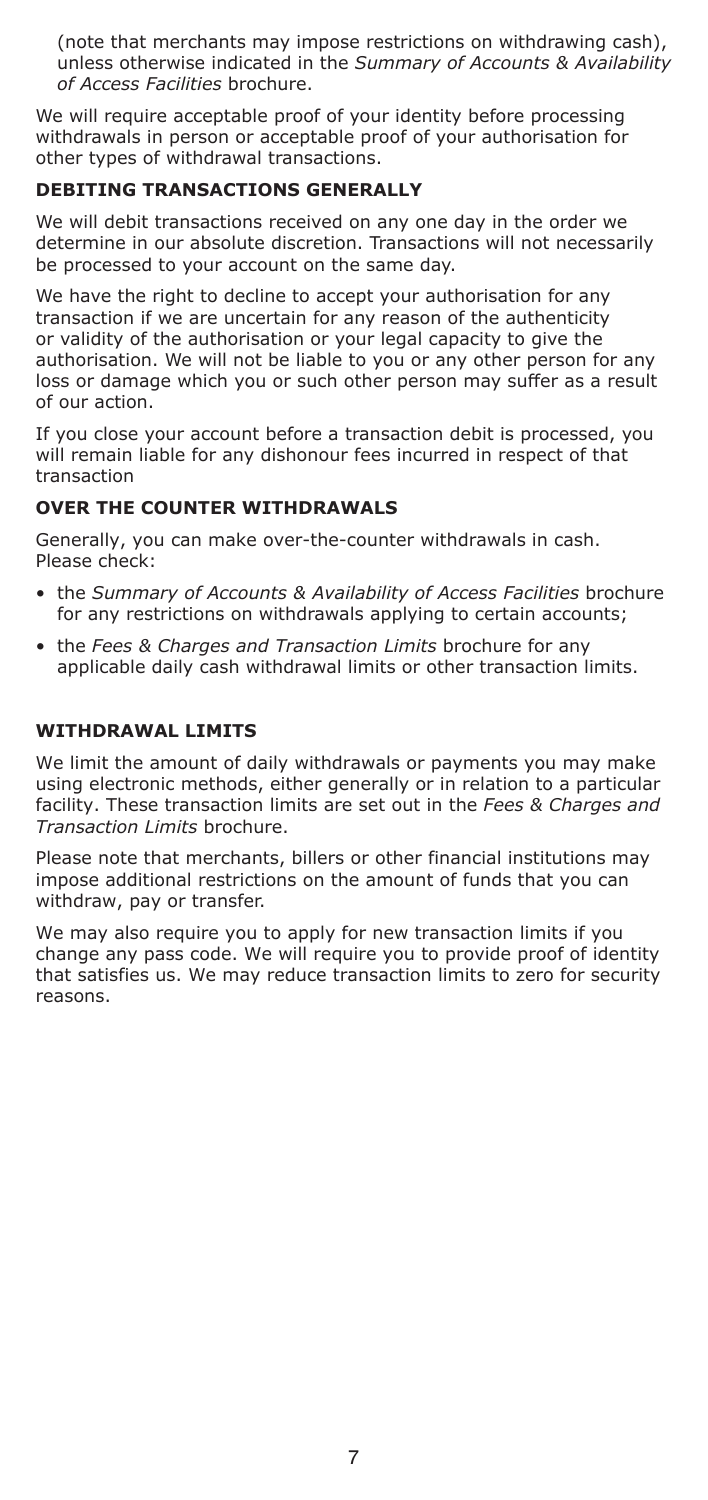(note that merchants may impose restrictions on withdrawing cash), unless otherwise indicated in the *Summary of Accounts & Availability of Access Facilities* brochure.

We will require acceptable proof of your identity before processing withdrawals in person or acceptable proof of your authorisation for other types of withdrawal transactions.

## DEBITING TRANSACTIONS GENERALLY

We will debit transactions received on any one day in the order we determine in our absolute discretion. Transactions will not necessarily be processed to your account on the same day.

We have the right to decline to accept your authorisation for any transaction if we are uncertain for any reason of the authenticity or validity of the authorisation or your legal capacity to give the authorisation. We will not be liable to you or any other person for any loss or damage which you or such other person may suffer as a result of our action.

If you close your account before a transaction debit is processed, you will remain liable for any dishonour fees incurred in respect of that transaction

## OVER THE COUNTER WITHDRAWALS

Generally, you can make over-the-counter withdrawals in cash. Please check:

- the *Summary of Accounts & Availability of Access Facilities* brochure for any restrictions on withdrawals applying to certain accounts;
- the *Fees & Charges and Transaction Limits* brochure for any applicable daily cash withdrawal limits or other transaction limits.

## WITHDRAWAL LIMITS

We limit the amount of daily withdrawals or payments you may make using electronic methods, either generally or in relation to a particular facility. These transaction limits are set out in the *Fees & Charges and Transaction Limits* brochure.

Please note that merchants, billers or other financial institutions may impose additional restrictions on the amount of funds that you can withdraw, pay or transfer.

We may also require you to apply for new transaction limits if you change any pass code. We will require you to provide proof of identity that satisfies us. We may reduce transaction limits to zero for security reasons.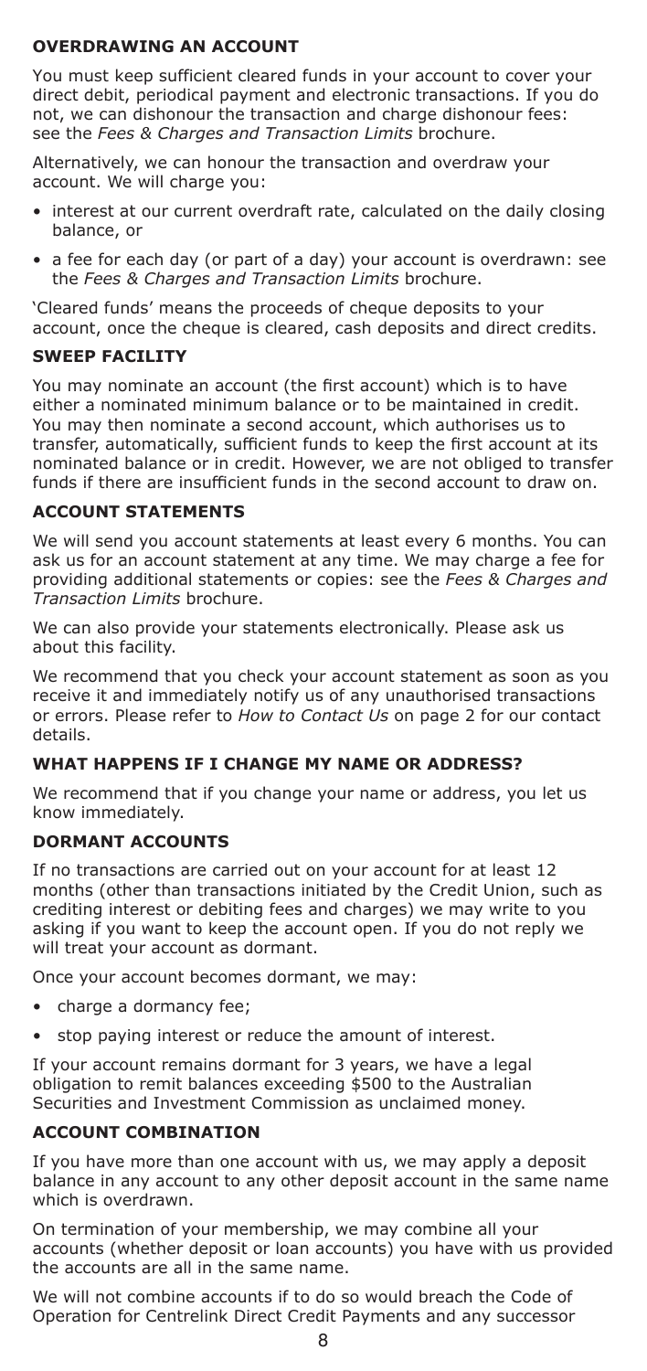## OVERDRAWING AN ACCOUNT

You must keep sufficient cleared funds in your account to cover your direct debit, periodical payment and electronic transactions. If you do not, we can dishonour the transaction and charge dishonour fees: see the *Fees & Charges and Transaction Limits* brochure.

Alternatively, we can honour the transaction and overdraw your account. We will charge you:

- interest at our current overdraft rate, calculated on the daily closing balance, or
- a fee for each day (or part of a day) your account is overdrawn: see the *Fees & Charges and Transaction Limits* brochure.

'Cleared funds' means the proceeds of cheque deposits to your account, once the cheque is cleared, cash deposits and direct credits.

## SWEEP FACILITY

You may nominate an account (the first account) which is to have either a nominated minimum balance or to be maintained in credit. You may then nominate a second account, which authorises us to transfer, automatically, sufficient funds to keep the first account at its nominated balance or in credit. However, we are not obliged to transfer funds if there are insufficient funds in the second account to draw on.

## ACCOUNT STATEMENTS

We will send you account statements at least every 6 months. You can ask us for an account statement at any time. We may charge a fee for providing additional statements or copies: see the *Fees & Charges and Transaction Limits* brochure.

We can also provide your statements electronically. Please ask us about this facility.

We recommend that you check your account statement as soon as you receive it and immediately notify us of any unauthorised transactions or errors. Please refer to *How to Contact Us* on page 2 for our contact details.

## WHAT HAPPENS IF I CHANGE MY NAME OR ADDRESS?

We recommend that if you change your name or address, you let us know immediately.

## DORMANT ACCOUNTS

If no transactions are carried out on your account for at least 12 months (other than transactions initiated by the Credit Union, such as crediting interest or debiting fees and charges) we may write to you asking if you want to keep the account open. If you do not reply we will treat your account as dormant.

Once your account becomes dormant, we may:

- charge a dormancy fee;
- stop paying interest or reduce the amount of interest.

If your account remains dormant for 3 years, we have a legal obligation to remit balances exceeding $500 to the Australian Securities and Investment Commission as unclaimed money.

## ACCOUNT COMBINATION

If you have more than one account with us, we may apply a deposit balance in any account to any other deposit account in the same name which is overdrawn.

On termination of your membership, we may combine all your accounts (whether deposit or loan accounts) you have with us provided the accounts are all in the same name.

We will not combine accounts if to do so would breach the Code of Operation for Centrelink Direct Credit Payments and any successor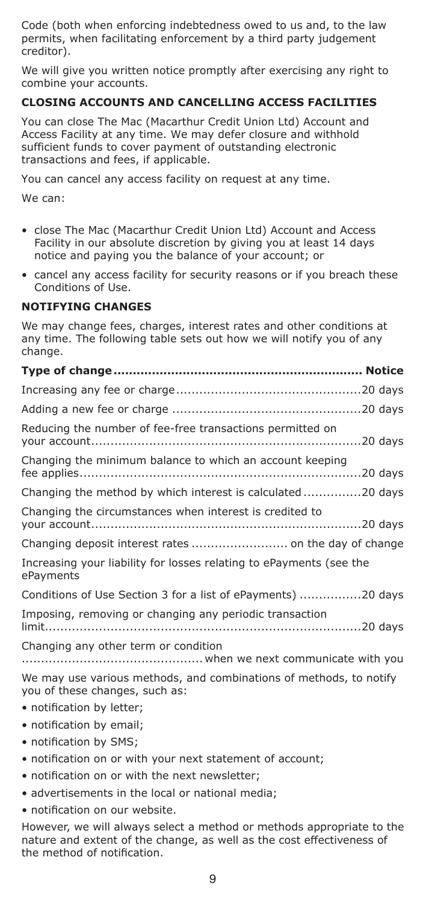Code (both when enforcing indebtedness owed to us and, to the law permits, when facilitating enforcement by a third party judgement creditor).

We will give you written notice promptly after exercising any right to combine your accounts.

### CLOSING ACCOUNTS AND CANCELLING ACCESS FACILITIES

You can close The Mac (Macarthur Credit Union Ltd) Account and Access Facility at any time. We may defer closure and withhold sufficient funds to cover payment of outstanding electronic transactions and fees, if applicable.

You can cancel any access facility on request at any time.

We can:

- close The Mac (Macarthur Credit Union Ltd) Account and Access Facility in our absolute discretion by giving you at least 14 days notice and paying you the balance of your account; or
- cancel any access facility for security reasons or if you breach these Conditions of Use.

### NOTIFYING CHANGES

We may change fees, charges, interest rates and other conditions at any time. The following table sets out how we will notify you of any change.

| Type of change | Notice |
|---|---|
| Increasing any fee or charge | 20 days |
| Adding a new fee or charge | 20 days |
| Reducing the number of fee-free transactions permitted on your account | 20 days |
| Changing the minimum balance to which an account keeping fee applies | 20 days |
| Changing the method by which interest is calculated | 20 days |
| Changing the circumstances when interest is credited to your account | 20 days |
| Changing deposit interest rates | on the day of change |
| Increasing your liability for losses relating to ePayments (see the ePayments Conditions of Use Section 3 for a list of ePayments) | 20 days |
| Imposing, removing or changing any periodic transaction limit | 20 days |
| Changing any other term or condition | when we next communicate with you |

We may use various methods, and combinations of methods, to notify you of these changes, such as:

- notification by letter;
- notification by email;
- notification by SMS;
- notification on or with your next statement of account;
- notification on or with the next newsletter;
- advertisements in the local or national media;
- notification on our website.

However, we will always select a method or methods appropriate to the nature and extent of the change, as well as the cost effectiveness of the method of notification.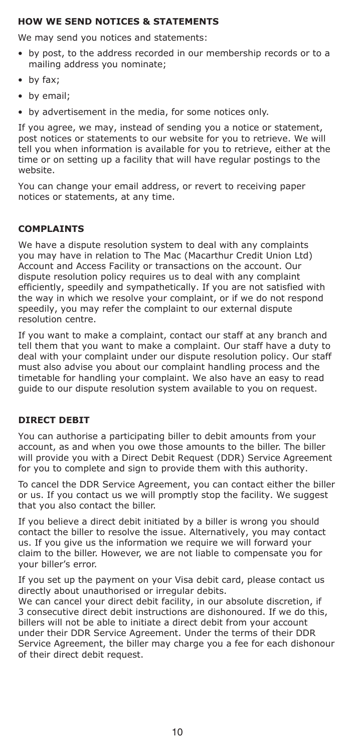## HOW WE SEND NOTICES & STATEMENTS

We may send you notices and statements:

- by post, to the address recorded in our membership records or to a mailing address you nominate;
- by fax;
- by email;
- by advertisement in the media, for some notices only.

If you agree, we may, instead of sending you a notice or statement, post notices or statements to our website for you to retrieve. We will tell you when information is available for you to retrieve, either at the time or on setting up a facility that will have regular postings to the website.

You can change your email address, or revert to receiving paper notices or statements, at any time.

## COMPLAINTS

We have a dispute resolution system to deal with any complaints you may have in relation to The Mac (Macarthur Credit Union Ltd) Account and Access Facility or transactions on the account. Our dispute resolution policy requires us to deal with any complaint efficiently, speedily and sympathetically. If you are not satisfied with the way in which we resolve your complaint, or if we do not respond speedily, you may refer the complaint to our external dispute resolution centre.

If you want to make a complaint, contact our staff at any branch and tell them that you want to make a complaint. Our staff have a duty to deal with your complaint under our dispute resolution policy. Our staff must also advise you about our complaint handling process and the timetable for handling your complaint. We also have an easy to read guide to our dispute resolution system available to you on request.

## DIRECT DEBIT

You can authorise a participating biller to debit amounts from your account, as and when you owe those amounts to the biller. The biller will provide you with a Direct Debit Request (DDR) Service Agreement for you to complete and sign to provide them with this authority.

To cancel the DDR Service Agreement, you can contact either the biller or us. If you contact us we will promptly stop the facility. We suggest that you also contact the biller.

If you believe a direct debit initiated by a biller is wrong you should contact the biller to resolve the issue. Alternatively, you may contact us. If you give us the information we require we will forward your claim to the biller. However, we are not liable to compensate you for your biller's error.

If you set up the payment on your Visa debit card, please contact us directly about unauthorised or irregular debits.

We can cancel your direct debit facility, in our absolute discretion, if 3 consecutive direct debit instructions are dishonoured. If we do this, billers will not be able to initiate a direct debit from your account under their DDR Service Agreement. Under the terms of their DDR Service Agreement, the biller may charge you a fee for each dishonour of their direct debit request.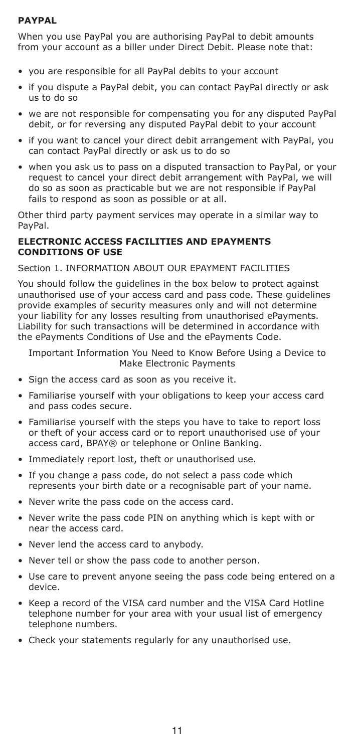## PAYPAL

When you use PayPal you are authorising PayPal to debit amounts from your account as a biller under Direct Debit. Please note that:

- you are responsible for all PayPal debits to your account
- if you dispute a PayPal debit, you can contact PayPal directly or ask us to do so
- we are not responsible for compensating you for any disputed PayPal debit, or for reversing any disputed PayPal debit to your account
- if you want to cancel your direct debit arrangement with PayPal, you can contact PayPal directly or ask us to do so
- when you ask us to pass on a disputed transaction to PayPal, or your request to cancel your direct debit arrangement with PayPal, we will do so as soon as practicable but we are not responsible if PayPal fails to respond as soon as possible or at all.

Other third party payment services may operate in a similar way to PayPal.

## ELECTRONIC ACCESS FACILITIES AND EPAYMENTS CONDITIONS OF USE

Section 1. INFORMATION ABOUT OUR EPAYMENT FACILITIES

You should follow the guidelines in the box below to protect against unauthorised use of your access card and pass code. These guidelines provide examples of security measures only and will not determine your liability for any losses resulting from unauthorised ePayments. Liability for such transactions will be determined in accordance with the ePayments Conditions of Use and the ePayments Code.

Important Information You Need to Know Before Using a Device to Make Electronic Payments

- Sign the access card as soon as you receive it.
- Familiarise yourself with your obligations to keep your access card and pass codes secure.
- Familiarise yourself with the steps you have to take to report loss or theft of your access card or to report unauthorised use of your access card, BPAY® or telephone or Online Banking.
- Immediately report lost, theft or unauthorised use.
- If you change a pass code, do not select a pass code which represents your birth date or a recognisable part of your name.
- Never write the pass code on the access card.
- Never write the pass code PIN on anything which is kept with or near the access card.
- Never lend the access card to anybody.
- Never tell or show the pass code to another person.
- Use care to prevent anyone seeing the pass code being entered on a device.
- Keep a record of the VISA card number and the VISA Card Hotline telephone number for your area with your usual list of emergency telephone numbers.
- Check your statements regularly for any unauthorised use.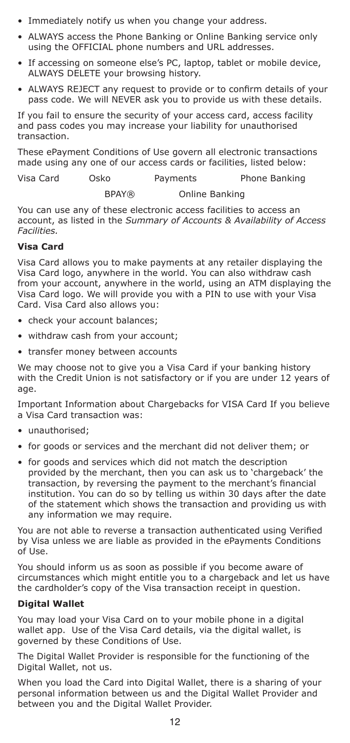- Immediately notify us when you change your address.
- ALWAYS access the Phone Banking or Online Banking service only using the OFFICIAL phone numbers and URL addresses.
- If accessing on someone else's PC, laptop, tablet or mobile device, ALWAYS DELETE your browsing history.
- ALWAYS REJECT any request to provide or to confirm details of your pass code. We will NEVER ask you to provide us with these details.

If you fail to ensure the security of your access card, access facility and pass codes you may increase your liability for unauthorised transaction.

These ePayment Conditions of Use govern all electronic transactions made using any one of our access cards or facilities, listed below:

| | | | |
|---|---|---|---|
| Visa Card | Osko | Payments | Phone Banking |
| | BPAY® | Online Banking | |

You can use any of these electronic access facilities to access an account, as listed in the *Summary of Accounts & Availability of Access Facilities.*

**Visa Card**

Visa Card allows you to make payments at any retailer displaying the Visa Card logo, anywhere in the world. You can also withdraw cash from your account, anywhere in the world, using an ATM displaying the Visa Card logo. We will provide you with a PIN to use with your Visa Card. Visa Card also allows you:

- check your account balances;
- withdraw cash from your account;
- transfer money between accounts

We may choose not to give you a Visa Card if your banking history with the Credit Union is not satisfactory or if you are under 12 years of age.

Important Information about Chargebacks for VISA Card If you believe a Visa Card transaction was:

- unauthorised;
- for goods or services and the merchant did not deliver them; or
- for goods and services which did not match the description provided by the merchant, then you can ask us to 'chargeback' the transaction, by reversing the payment to the merchant's financial institution. You can do so by telling us within 30 days after the date of the statement which shows the transaction and providing us with any information we may require.

You are not able to reverse a transaction authenticated using Verified by Visa unless we are liable as provided in the ePayments Conditions of Use.

You should inform us as soon as possible if you become aware of circumstances which might entitle you to a chargeback and let us have the cardholder's copy of the Visa transaction receipt in question.

**Digital Wallet**

You may load your Visa Card on to your mobile phone in a digital wallet app. Use of the Visa Card details, via the digital wallet, is governed by these Conditions of Use.

The Digital Wallet Provider is responsible for the functioning of the Digital Wallet, not us.

When you load the Card into Digital Wallet, there is a sharing of your personal information between us and the Digital Wallet Provider and between you and the Digital Wallet Provider.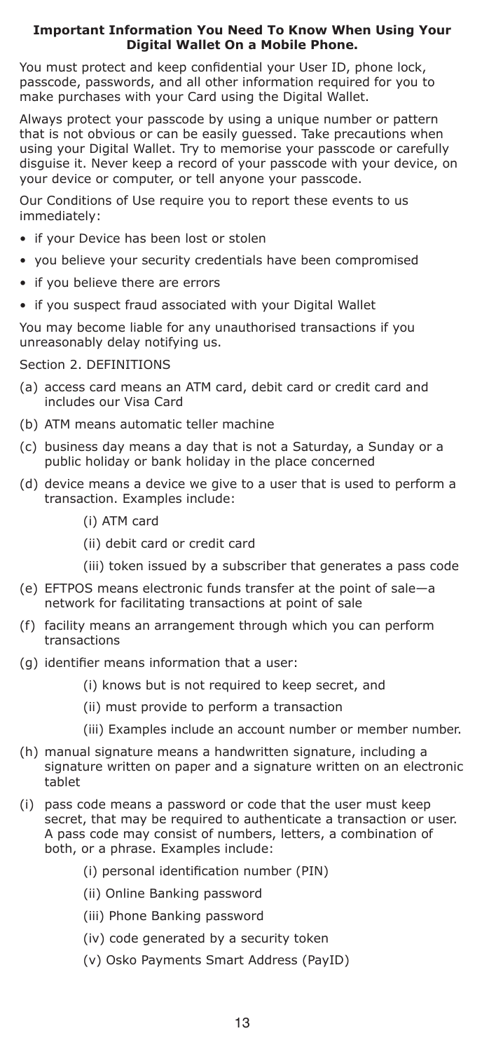**Important Information You Need To Know When Using Your Digital Wallet On a Mobile Phone.**

You must protect and keep confidential your User ID, phone lock, passcode, passwords, and all other information required for you to make purchases with your Card using the Digital Wallet.

Always protect your passcode by using a unique number or pattern that is not obvious or can be easily guessed. Take precautions when using your Digital Wallet. Try to memorise your passcode or carefully disguise it. Never keep a record of your passcode with your device, on your device or computer, or tell anyone your passcode.

Our Conditions of Use require you to report these events to us immediately:

- if your Device has been lost or stolen
- you believe your security credentials have been compromised
- if you believe there are errors
- if you suspect fraud associated with your Digital Wallet

You may become liable for any unauthorised transactions if you unreasonably delay notifying us.

Section 2. DEFINITIONS

(a) access card means an ATM card, debit card or credit card and includes our Visa Card

(b) ATM means automatic teller machine

(c) business day means a day that is not a Saturday, a Sunday or a public holiday or bank holiday in the place concerned

(d) device means a device we give to a user that is used to perform a transaction. Examples include:

  (i) ATM card

  (ii) debit card or credit card

  (iii) token issued by a subscriber that generates a pass code

(e) EFTPOS means electronic funds transfer at the point of sale—a network for facilitating transactions at point of sale

(f) facility means an arrangement through which you can perform transactions

(g) identifier means information that a user:

  (i) knows but is not required to keep secret, and

  (ii) must provide to perform a transaction

  (iii) Examples include an account number or member number.

(h) manual signature means a handwritten signature, including a signature written on paper and a signature written on an electronic tablet

(i) pass code means a password or code that the user must keep secret, that may be required to authenticate a transaction or user. A pass code may consist of numbers, letters, a combination of both, or a phrase. Examples include:

  (i) personal identification number (PIN)

  (ii) Online Banking password

  (iii) Phone Banking password

  (iv) code generated by a security token

  (v) Osko Payments Smart Address (PayID)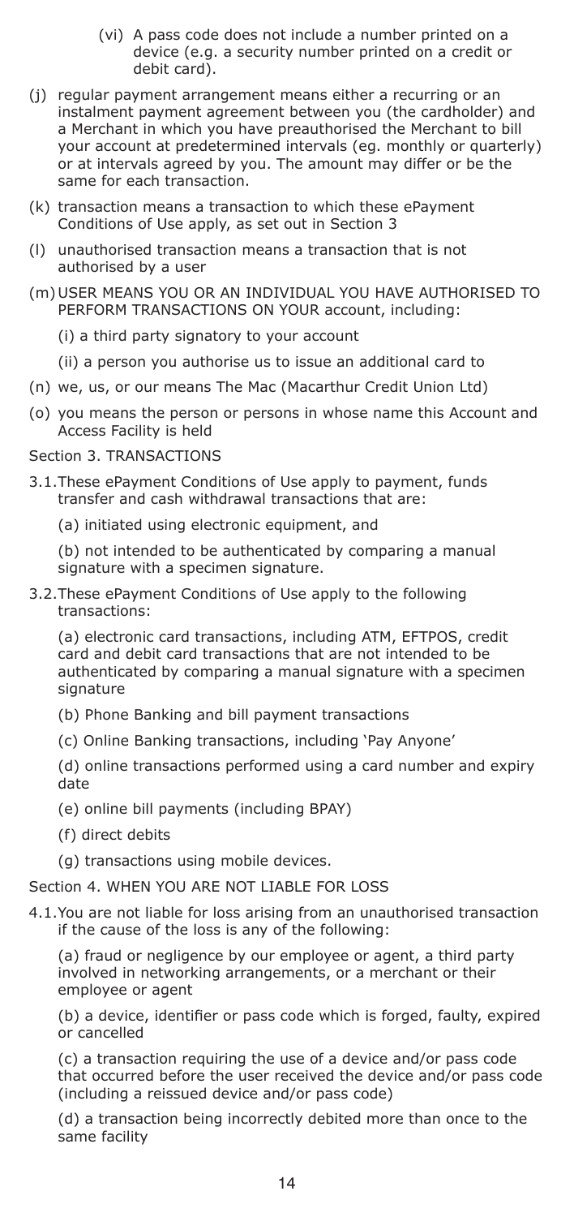(vi) A pass code does not include a number printed on a device (e.g. a security number printed on a credit or debit card).

(j) regular payment arrangement means either a recurring or an instalment payment agreement between you (the cardholder) and a Merchant in which you have preauthorised the Merchant to bill your account at predetermined intervals (eg. monthly or quarterly) or at intervals agreed by you. The amount may differ or be the same for each transaction.

(k) transaction means a transaction to which these ePayment Conditions of Use apply, as set out in Section 3

(l) unauthorised transaction means a transaction that is not authorised by a user

(m) USER MEANS YOU OR AN INDIVIDUAL YOU HAVE AUTHORISED TO PERFORM TRANSACTIONS ON YOUR account, including:

(i) a third party signatory to your account

(ii) a person you authorise us to issue an additional card to

(n) we, us, or our means The Mac (Macarthur Credit Union Ltd)

(o) you means the person or persons in whose name this Account and Access Facility is held

Section 3. TRANSACTIONS

3.1. These ePayment Conditions of Use apply to payment, funds transfer and cash withdrawal transactions that are:

(a) initiated using electronic equipment, and

(b) not intended to be authenticated by comparing a manual signature with a specimen signature.

3.2. These ePayment Conditions of Use apply to the following transactions:

(a) electronic card transactions, including ATM, EFTPOS, credit card and debit card transactions that are not intended to be authenticated by comparing a manual signature with a specimen signature

(b) Phone Banking and bill payment transactions

(c) Online Banking transactions, including 'Pay Anyone'

(d) online transactions performed using a card number and expiry date

(e) online bill payments (including BPAY)

(f) direct debits

(g) transactions using mobile devices.

Section 4. WHEN YOU ARE NOT LIABLE FOR LOSS

4.1. You are not liable for loss arising from an unauthorised transaction if the cause of the loss is any of the following:

(a) fraud or negligence by our employee or agent, a third party involved in networking arrangements, or a merchant or their employee or agent

(b) a device, identifier or pass code which is forged, faulty, expired or cancelled

(c) a transaction requiring the use of a device and/or pass code that occurred before the user received the device and/or pass code (including a reissued device and/or pass code)

(d) a transaction being incorrectly debited more than once to the same facility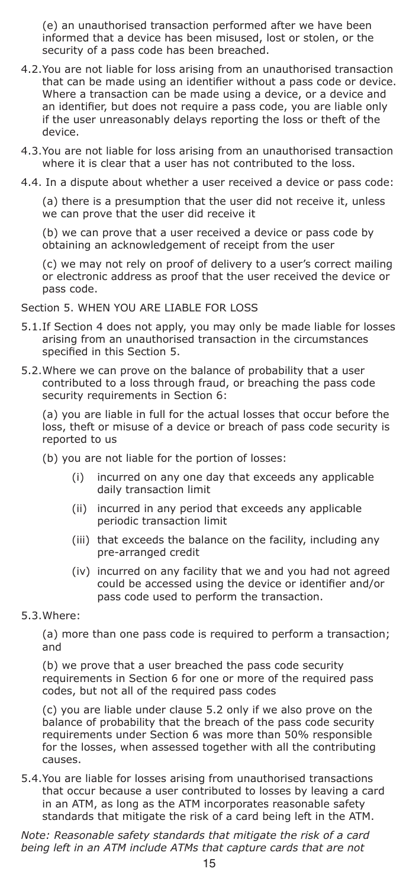(e) an unauthorised transaction performed after we have been informed that a device has been misused, lost or stolen, or the security of a pass code has been breached.

4.2. You are not liable for loss arising from an unauthorised transaction that can be made using an identifier without a pass code or device. Where a transaction can be made using a device, or a device and an identifier, but does not require a pass code, you are liable only if the user unreasonably delays reporting the loss or theft of the device.

4.3. You are not liable for loss arising from an unauthorised transaction where it is clear that a user has not contributed to the loss.

4.4. In a dispute about whether a user received a device or pass code:

(a) there is a presumption that the user did not receive it, unless we can prove that the user did receive it

(b) we can prove that a user received a device or pass code by obtaining an acknowledgement of receipt from the user

(c) we may not rely on proof of delivery to a user's correct mailing or electronic address as proof that the user received the device or pass code.

## Section 5. WHEN YOU ARE LIABLE FOR LOSS

5.1. If Section 4 does not apply, you may only be made liable for losses arising from an unauthorised transaction in the circumstances specified in this Section 5.

5.2. Where we can prove on the balance of probability that a user contributed to a loss through fraud, or breaching the pass code security requirements in Section 6:

(a) you are liable in full for the actual losses that occur before the loss, theft or misuse of a device or breach of pass code security is reported to us

(b) you are not liable for the portion of losses:

- (i) incurred on any one day that exceeds any applicable daily transaction limit
- (ii) incurred in any period that exceeds any applicable periodic transaction limit
- (iii) that exceeds the balance on the facility, including any pre-arranged credit
- (iv) incurred on any facility that we and you had not agreed could be accessed using the device or identifier and/or pass code used to perform the transaction.

5.3. Where:

(a) more than one pass code is required to perform a transaction; and

(b) we prove that a user breached the pass code security requirements in Section 6 for one or more of the required pass codes, but not all of the required pass codes

(c) you are liable under clause 5.2 only if we also prove on the balance of probability that the breach of the pass code security requirements under Section 6 was more than 50% responsible for the losses, when assessed together with all the contributing causes.

5.4. You are liable for losses arising from unauthorised transactions that occur because a user contributed to losses by leaving a card in an ATM, as long as the ATM incorporates reasonable safety standards that mitigate the risk of a card being left in the ATM.

*Note: Reasonable safety standards that mitigate the risk of a card being left in an ATM include ATMs that capture cards that are not*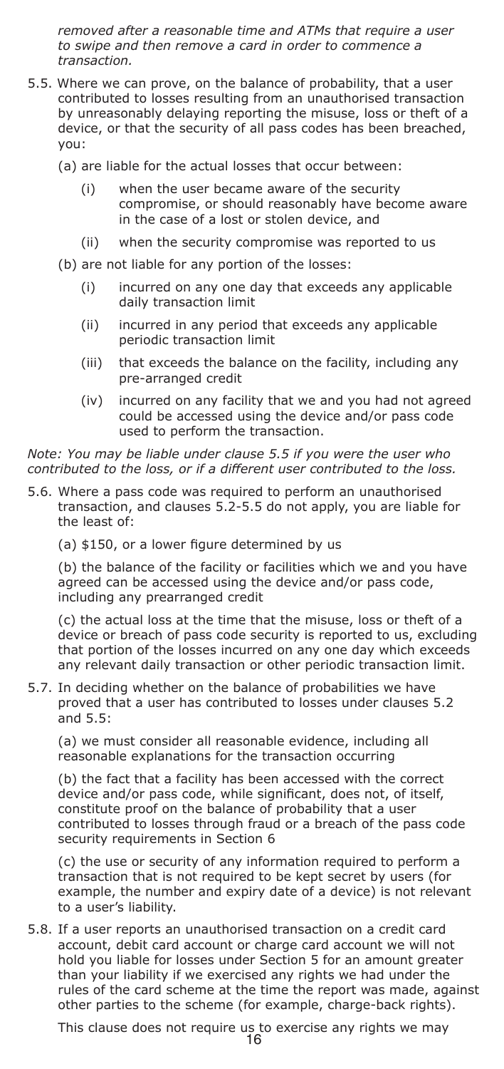*removed after a reasonable time and ATMs that require a user to swipe and then remove a card in order to commence a transaction.*

5.5. Where we can prove, on the balance of probability, that a user contributed to losses resulting from an unauthorised transaction by unreasonably delaying reporting the misuse, loss or theft of a device, or that the security of all pass codes has been breached, you:

(a) are liable for the actual losses that occur between:

(i) when the user became aware of the security compromise, or should reasonably have become aware in the case of a lost or stolen device, and

(ii) when the security compromise was reported to us

(b) are not liable for any portion of the losses:

(i) incurred on any one day that exceeds any applicable daily transaction limit

(ii) incurred in any period that exceeds any applicable periodic transaction limit

(iii) that exceeds the balance on the facility, including any pre-arranged credit

(iv) incurred on any facility that we and you had not agreed could be accessed using the device and/or pass code used to perform the transaction.

*Note: You may be liable under clause 5.5 if you were the user who contributed to the loss, or if a different user contributed to the loss.*

5.6. Where a pass code was required to perform an unauthorised transaction, and clauses 5.2-5.5 do not apply, you are liable for the least of:

(a) $150, or a lower figure determined by us

(b) the balance of the facility or facilities which we and you have agreed can be accessed using the device and/or pass code, including any prearranged credit

(c) the actual loss at the time that the misuse, loss or theft of a device or breach of pass code security is reported to us, excluding that portion of the losses incurred on any one day which exceeds any relevant daily transaction or other periodic transaction limit.

5.7. In deciding whether on the balance of probabilities we have proved that a user has contributed to losses under clauses 5.2 and 5.5:

(a) we must consider all reasonable evidence, including all reasonable explanations for the transaction occurring

(b) the fact that a facility has been accessed with the correct device and/or pass code, while significant, does not, of itself, constitute proof on the balance of probability that a user contributed to losses through fraud or a breach of the pass code security requirements in Section 6

(c) the use or security of any information required to perform a transaction that is not required to be kept secret by users (for example, the number and expiry date of a device) is not relevant to a user's liability.

5.8. If a user reports an unauthorised transaction on a credit card account, debit card account or charge card account we will not hold you liable for losses under Section 5 for an amount greater than your liability if we exercised any rights we had under the rules of the card scheme at the time the report was made, against other parties to the scheme (for example, charge-back rights).

This clause does not require us to exercise any rights we may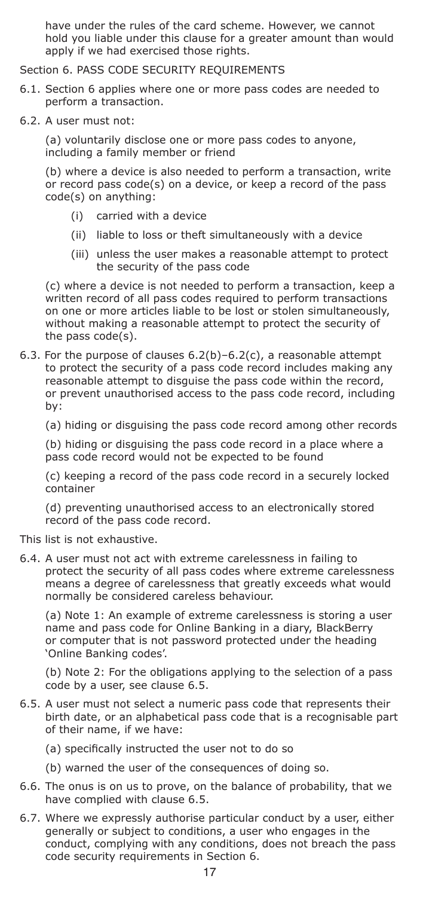have under the rules of the card scheme. However, we cannot hold you liable under this clause for a greater amount than would apply if we had exercised those rights.

## Section 6. PASS CODE SECURITY REQUIREMENTS

6.1. Section 6 applies where one or more pass codes are needed to perform a transaction.

6.2. A user must not:

(a) voluntarily disclose one or more pass codes to anyone, including a family member or friend

(b) where a device is also needed to perform a transaction, write or record pass code(s) on a device, or keep a record of the pass code(s) on anything:

- (i) carried with a device
- (ii) liable to loss or theft simultaneously with a device
- (iii) unless the user makes a reasonable attempt to protect the security of the pass code

(c) where a device is not needed to perform a transaction, keep a written record of all pass codes required to perform transactions on one or more articles liable to be lost or stolen simultaneously, without making a reasonable attempt to protect the security of the pass code(s).

6.3. For the purpose of clauses 6.2(b)–6.2(c), a reasonable attempt to protect the security of a pass code record includes making any reasonable attempt to disguise the pass code within the record, or prevent unauthorised access to the pass code record, including by:

(a) hiding or disguising the pass code record among other records

(b) hiding or disguising the pass code record in a place where a pass code record would not be expected to be found

(c) keeping a record of the pass code record in a securely locked container

(d) preventing unauthorised access to an electronically stored record of the pass code record.

This list is not exhaustive.

6.4. A user must not act with extreme carelessness in failing to protect the security of all pass codes where extreme carelessness means a degree of carelessness that greatly exceeds what would normally be considered careless behaviour.

(a) Note 1: An example of extreme carelessness is storing a user name and pass code for Online Banking in a diary, BlackBerry or computer that is not password protected under the heading 'Online Banking codes'.

(b) Note 2: For the obligations applying to the selection of a pass code by a user, see clause 6.5.

6.5. A user must not select a numeric pass code that represents their birth date, or an alphabetical pass code that is a recognisable part of their name, if we have:

(a) specifically instructed the user not to do so

(b) warned the user of the consequences of doing so.

6.6. The onus is on us to prove, on the balance of probability, that we have complied with clause 6.5.

6.7. Where we expressly authorise particular conduct by a user, either generally or subject to conditions, a user who engages in the conduct, complying with any conditions, does not breach the pass code security requirements in Section 6.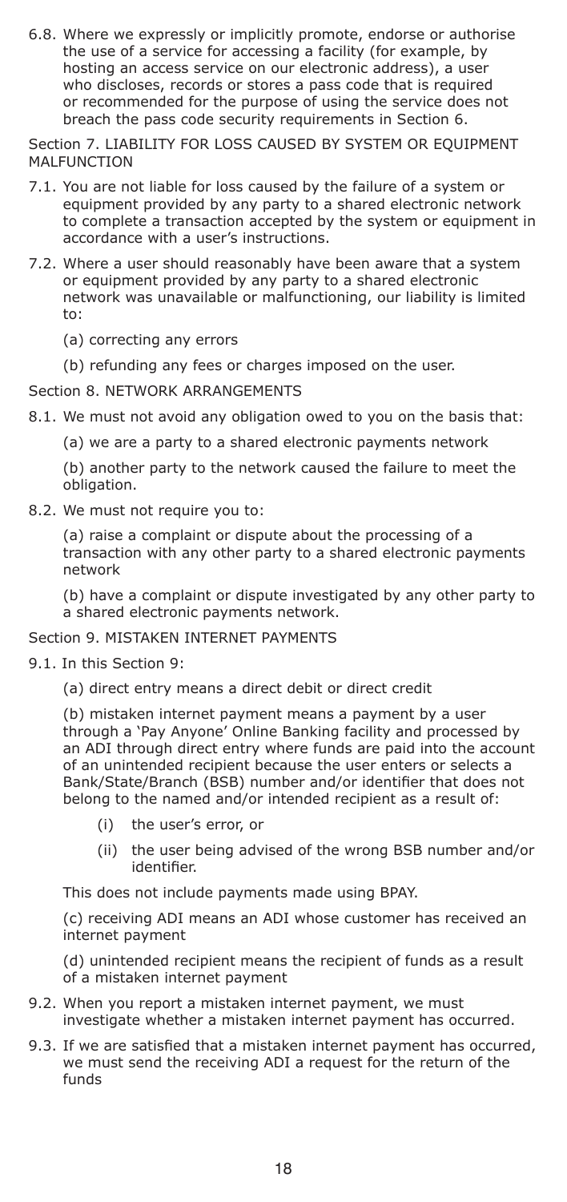6.8. Where we expressly or implicitly promote, endorse or authorise the use of a service for accessing a facility (for example, by hosting an access service on our electronic address), a user who discloses, records or stores a pass code that is required or recommended for the purpose of using the service does not breach the pass code security requirements in Section 6.

Section 7. LIABILITY FOR LOSS CAUSED BY SYSTEM OR EQUIPMENT MALFUNCTION

7.1. You are not liable for loss caused by the failure of a system or equipment provided by any party to a shared electronic network to complete a transaction accepted by the system or equipment in accordance with a user's instructions.

7.2. Where a user should reasonably have been aware that a system or equipment provided by any party to a shared electronic network was unavailable or malfunctioning, our liability is limited to:

(a) correcting any errors

(b) refunding any fees or charges imposed on the user.

Section 8. NETWORK ARRANGEMENTS

8.1. We must not avoid any obligation owed to you on the basis that:

(a) we are a party to a shared electronic payments network

(b) another party to the network caused the failure to meet the obligation.

8.2. We must not require you to:

(a) raise a complaint or dispute about the processing of a transaction with any other party to a shared electronic payments network

(b) have a complaint or dispute investigated by any other party to a shared electronic payments network.

Section 9. MISTAKEN INTERNET PAYMENTS

9.1. In this Section 9:

(a) direct entry means a direct debit or direct credit

(b) mistaken internet payment means a payment by a user through a 'Pay Anyone' Online Banking facility and processed by an ADI through direct entry where funds are paid into the account of an unintended recipient because the user enters or selects a Bank/State/Branch (BSB) number and/or identifier that does not belong to the named and/or intended recipient as a result of:

- (i) the user's error, or
- (ii) the user being advised of the wrong BSB number and/or identifier.

This does not include payments made using BPAY.

(c) receiving ADI means an ADI whose customer has received an internet payment

(d) unintended recipient means the recipient of funds as a result of a mistaken internet payment

9.2. When you report a mistaken internet payment, we must investigate whether a mistaken internet payment has occurred.

9.3. If we are satisfied that a mistaken internet payment has occurred, we must send the receiving ADI a request for the return of the funds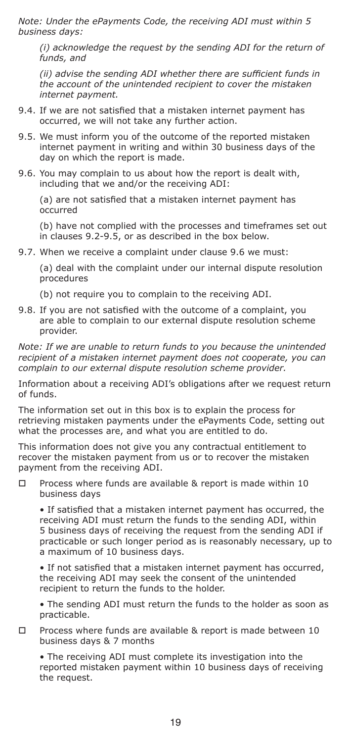*Note: Under the ePayments Code, the receiving ADI must within 5 business days:*

> *(i) acknowledge the request by the sending ADI for the return of funds, and*
>
> *(ii) advise the sending ADI whether there are sufficient funds in the account of the unintended recipient to cover the mistaken internet payment.*

9.4. If we are not satisfied that a mistaken internet payment has occurred, we will not take any further action.

9.5. We must inform you of the outcome of the reported mistaken internet payment in writing and within 30 business days of the day on which the report is made.

9.6. You may complain to us about how the report is dealt with, including that we and/or the receiving ADI:

> (a) are not satisfied that a mistaken internet payment has occurred
>
> (b) have not complied with the processes and timeframes set out in clauses 9.2-9.5, or as described in the box below.

9.7. When we receive a complaint under clause 9.6 we must:

> (a) deal with the complaint under our internal dispute resolution procedures
>
> (b) not require you to complain to the receiving ADI.

9.8. If you are not satisfied with the outcome of a complaint, you are able to complain to our external dispute resolution scheme provider.

*Note: If we are unable to return funds to you because the unintended recipient of a mistaken internet payment does not cooperate, you can complain to our external dispute resolution scheme provider.*

Information about a receiving ADI's obligations after we request return of funds.

The information set out in this box is to explain the process for retrieving mistaken payments under the ePayments Code, setting out what the processes are, and what you are entitled to do.

This information does not give you any contractual entitlement to recover the mistaken payment from us or to recover the mistaken payment from the receiving ADI.

- Process where funds are available & report is made within 10 business days

  • If satisfied that a mistaken internet payment has occurred, the receiving ADI must return the funds to the sending ADI, within 5 business days of receiving the request from the sending ADI if practicable or such longer period as is reasonably necessary, up to a maximum of 10 business days.

  • If not satisfied that a mistaken internet payment has occurred, the receiving ADI may seek the consent of the unintended recipient to return the funds to the holder.

  • The sending ADI must return the funds to the holder as soon as practicable.

- Process where funds are available & report is made between 10 business days & 7 months

  • The receiving ADI must complete its investigation into the reported mistaken payment within 10 business days of receiving the request.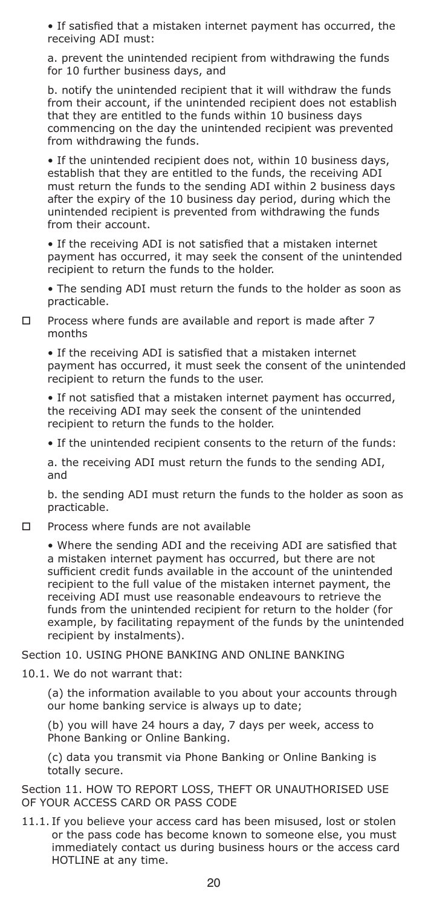- If satisfied that a mistaken internet payment has occurred, the receiving ADI must:

  a. prevent the unintended recipient from withdrawing the funds for 10 further business days, and

  b. notify the unintended recipient that it will withdraw the funds from their account, if the unintended recipient does not establish that they are entitled to the funds within 10 business days commencing on the day the unintended recipient was prevented from withdrawing the funds.

- If the unintended recipient does not, within 10 business days, establish that they are entitled to the funds, the receiving ADI must return the funds to the sending ADI within 2 business days after the expiry of the 10 business day period, during which the unintended recipient is prevented from withdrawing the funds from their account.

- If the receiving ADI is not satisfied that a mistaken internet payment has occurred, it may seek the consent of the unintended recipient to return the funds to the holder.

- The sending ADI must return the funds to the holder as soon as practicable.

☐ Process where funds are available and report is made after 7 months

- If the receiving ADI is satisfied that a mistaken internet payment has occurred, it must seek the consent of the unintended recipient to return the funds to the user.

- If not satisfied that a mistaken internet payment has occurred, the receiving ADI may seek the consent of the unintended recipient to return the funds to the holder.

- If the unintended recipient consents to the return of the funds:

  a. the receiving ADI must return the funds to the sending ADI, and

  b. the sending ADI must return the funds to the holder as soon as practicable.

☐ Process where funds are not available

- Where the sending ADI and the receiving ADI are satisfied that a mistaken internet payment has occurred, but there are not sufficient credit funds available in the account of the unintended recipient to the full value of the mistaken internet payment, the receiving ADI must use reasonable endeavours to retrieve the funds from the unintended recipient for return to the holder (for example, by facilitating repayment of the funds by the unintended recipient by instalments).

## Section 10. USING PHONE BANKING AND ONLINE BANKING

10.1. We do not warrant that:

(a) the information available to you about your accounts through our home banking service is always up to date;

(b) you will have 24 hours a day, 7 days per week, access to Phone Banking or Online Banking.

(c) data you transmit via Phone Banking or Online Banking is totally secure.

## Section 11. HOW TO REPORT LOSS, THEFT OR UNAUTHORISED USE OF YOUR ACCESS CARD OR PASS CODE

11.1. If you believe your access card has been misused, lost or stolen or the pass code has become known to someone else, you must immediately contact us during business hours or the access card HOTLINE at any time.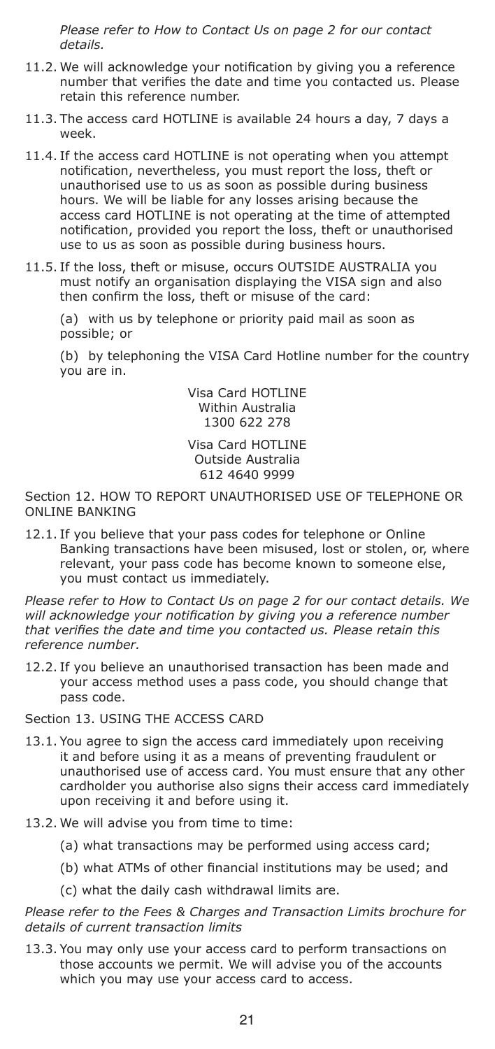*Please refer to How to Contact Us on page 2 for our contact details.*

11.2. We will acknowledge your notification by giving you a reference number that verifies the date and time you contacted us. Please retain this reference number.

11.3. The access card HOTLINE is available 24 hours a day, 7 days a week.

11.4. If the access card HOTLINE is not operating when you attempt notification, nevertheless, you must report the loss, theft or unauthorised use to us as soon as possible during business hours. We will be liable for any losses arising because the access card HOTLINE is not operating at the time of attempted notification, provided you report the loss, theft or unauthorised use to us as soon as possible during business hours.

11.5. If the loss, theft or misuse, occurs OUTSIDE AUSTRALIA you must notify an organisation displaying the VISA sign and also then confirm the loss, theft or misuse of the card:

(a) with us by telephone or priority paid mail as soon as possible; or

(b) by telephoning the VISA Card Hotline number for the country you are in.

Visa Card HOTLINE
Within Australia
1300 622 278

Visa Card HOTLINE
Outside Australia
612 4640 9999

## Section 12. HOW TO REPORT UNAUTHORISED USE OF TELEPHONE OR ONLINE BANKING

12.1. If you believe that your pass codes for telephone or Online Banking transactions have been misused, lost or stolen, or, where relevant, your pass code has become known to someone else, you must contact us immediately.

*Please refer to How to Contact Us on page 2 for our contact details. We will acknowledge your notification by giving you a reference number that verifies the date and time you contacted us. Please retain this reference number.*

12.2. If you believe an unauthorised transaction has been made and your access method uses a pass code, you should change that pass code.

## Section 13. USING THE ACCESS CARD

13.1. You agree to sign the access card immediately upon receiving it and before using it as a means of preventing fraudulent or unauthorised use of access card. You must ensure that any other cardholder you authorise also signs their access card immediately upon receiving it and before using it.

13.2. We will advise you from time to time:

(a) what transactions may be performed using access card;

(b) what ATMs of other financial institutions may be used; and

(c) what the daily cash withdrawal limits are.

*Please refer to the Fees & Charges and Transaction Limits brochure for details of current transaction limits*

13.3. You may only use your access card to perform transactions on those accounts we permit. We will advise you of the accounts which you may use your access card to access.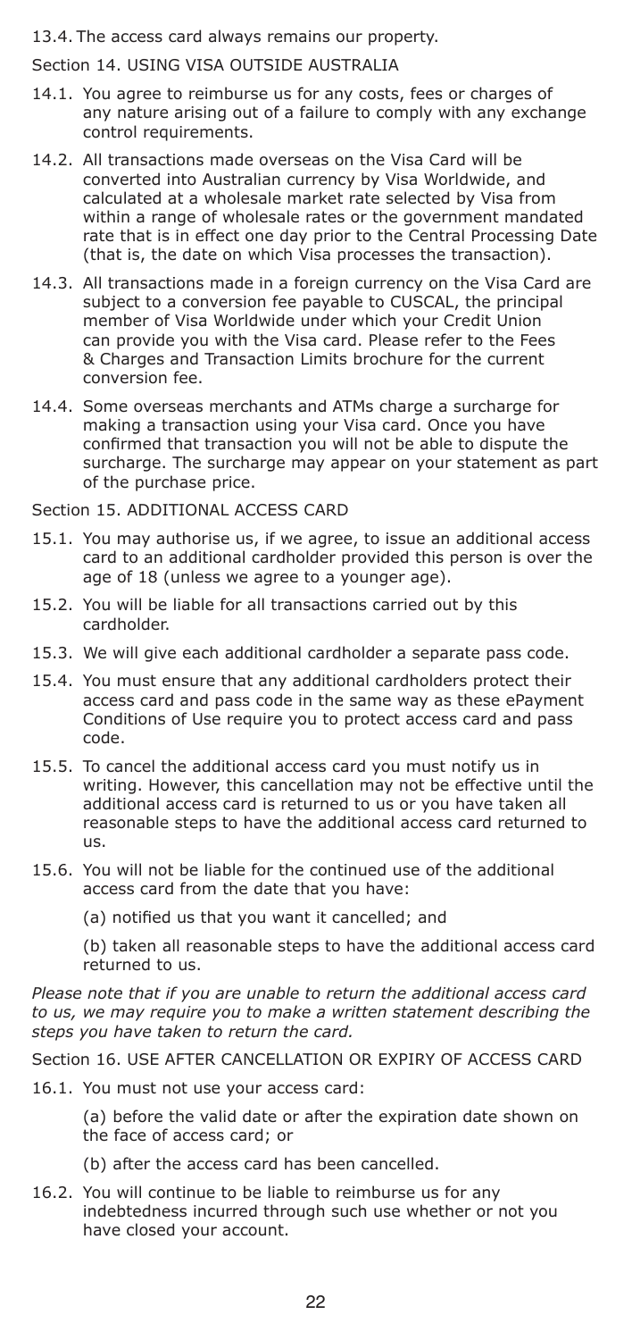13.4. The access card always remains our property.

## Section 14. USING VISA OUTSIDE AUSTRALIA

14.1. You agree to reimburse us for any costs, fees or charges of any nature arising out of a failure to comply with any exchange control requirements.

14.2. All transactions made overseas on the Visa Card will be converted into Australian currency by Visa Worldwide, and calculated at a wholesale market rate selected by Visa from within a range of wholesale rates or the government mandated rate that is in effect one day prior to the Central Processing Date (that is, the date on which Visa processes the transaction).

14.3. All transactions made in a foreign currency on the Visa Card are subject to a conversion fee payable to CUSCAL, the principal member of Visa Worldwide under which your Credit Union can provide you with the Visa card. Please refer to the Fees & Charges and Transaction Limits brochure for the current conversion fee.

14.4. Some overseas merchants and ATMs charge a surcharge for making a transaction using your Visa card. Once you have confirmed that transaction you will not be able to dispute the surcharge. The surcharge may appear on your statement as part of the purchase price.

## Section 15. ADDITIONAL ACCESS CARD

15.1. You may authorise us, if we agree, to issue an additional access card to an additional cardholder provided this person is over the age of 18 (unless we agree to a younger age).

15.2. You will be liable for all transactions carried out by this cardholder.

15.3. We will give each additional cardholder a separate pass code.

15.4. You must ensure that any additional cardholders protect their access card and pass code in the same way as these ePayment Conditions of Use require you to protect access card and pass code.

15.5. To cancel the additional access card you must notify us in writing. However, this cancellation may not be effective until the additional access card is returned to us or you have taken all reasonable steps to have the additional access card returned to us.

15.6. You will not be liable for the continued use of the additional access card from the date that you have:

(a) notified us that you want it cancelled; and

(b) taken all reasonable steps to have the additional access card returned to us.

*Please note that if you are unable to return the additional access card to us, we may require you to make a written statement describing the steps you have taken to return the card.*

## Section 16. USE AFTER CANCELLATION OR EXPIRY OF ACCESS CARD

16.1. You must not use your access card:

(a) before the valid date or after the expiration date shown on the face of access card; or

(b) after the access card has been cancelled.

16.2. You will continue to be liable to reimburse us for any indebtedness incurred through such use whether or not you have closed your account.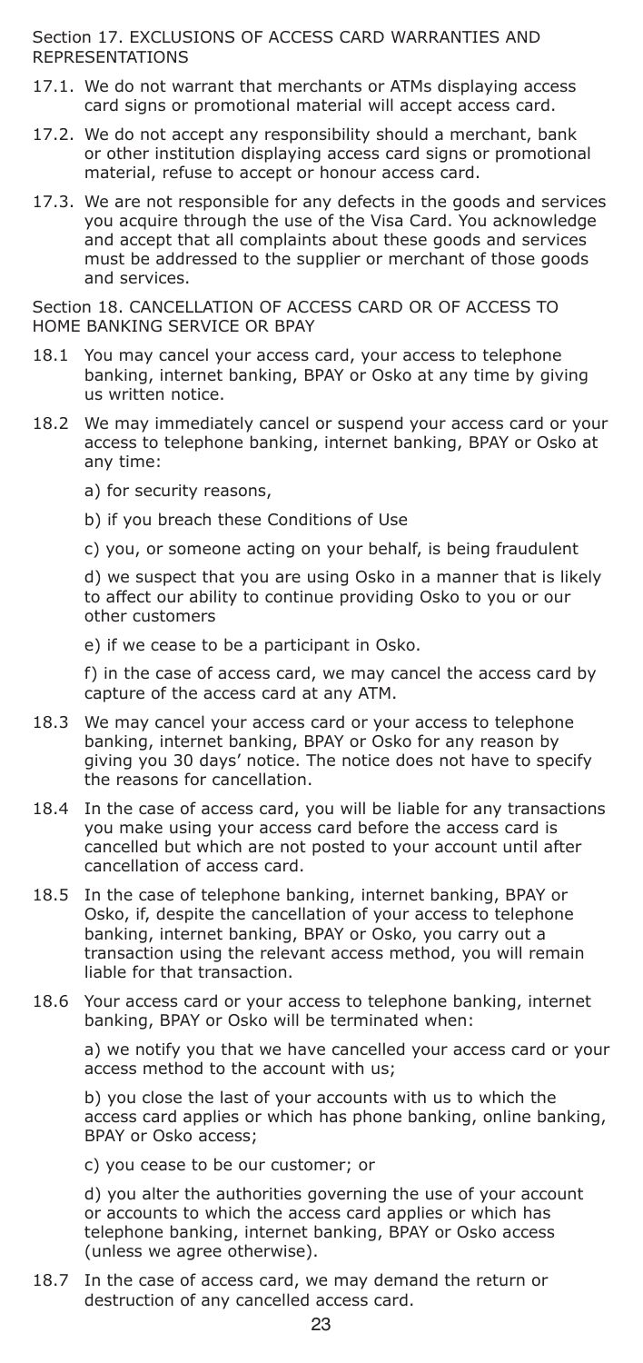## Section 17. EXCLUSIONS OF ACCESS CARD WARRANTIES AND REPRESENTATIONS

17.1. We do not warrant that merchants or ATMs displaying access card signs or promotional material will accept access card.

17.2. We do not accept any responsibility should a merchant, bank or other institution displaying access card signs or promotional material, refuse to accept or honour access card.

17.3. We are not responsible for any defects in the goods and services you acquire through the use of the Visa Card. You acknowledge and accept that all complaints about these goods and services must be addressed to the supplier or merchant of those goods and services.

## Section 18. CANCELLATION OF ACCESS CARD OR OF ACCESS TO HOME BANKING SERVICE OR BPAY

18.1 You may cancel your access card, your access to telephone banking, internet banking, BPAY or Osko at any time by giving us written notice.

18.2 We may immediately cancel or suspend your access card or your access to telephone banking, internet banking, BPAY or Osko at any time:

a) for security reasons,

b) if you breach these Conditions of Use

c) you, or someone acting on your behalf, is being fraudulent

d) we suspect that you are using Osko in a manner that is likely to affect our ability to continue providing Osko to you or our other customers

e) if we cease to be a participant in Osko.

f) in the case of access card, we may cancel the access card by capture of the access card at any ATM.

18.3 We may cancel your access card or your access to telephone banking, internet banking, BPAY or Osko for any reason by giving you 30 days' notice. The notice does not have to specify the reasons for cancellation.

18.4 In the case of access card, you will be liable for any transactions you make using your access card before the access card is cancelled but which are not posted to your account until after cancellation of access card.

18.5 In the case of telephone banking, internet banking, BPAY or Osko, if, despite the cancellation of your access to telephone banking, internet banking, BPAY or Osko, you carry out a transaction using the relevant access method, you will remain liable for that transaction.

18.6 Your access card or your access to telephone banking, internet banking, BPAY or Osko will be terminated when:

a) we notify you that we have cancelled your access card or your access method to the account with us;

b) you close the last of your accounts with us to which the access card applies or which has phone banking, online banking, BPAY or Osko access;

c) you cease to be our customer; or

d) you alter the authorities governing the use of your account or accounts to which the access card applies or which has telephone banking, internet banking, BPAY or Osko access (unless we agree otherwise).

18.7 In the case of access card, we may demand the return or destruction of any cancelled access card.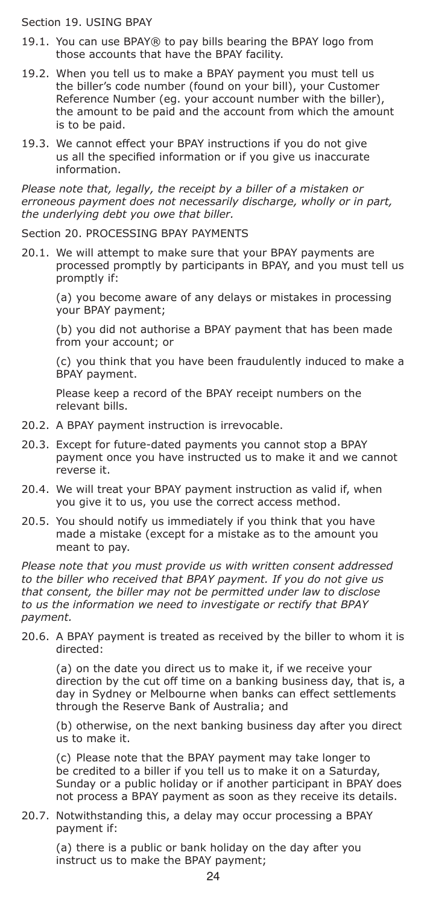Section 19. USING BPAY

19.1. You can use BPAY® to pay bills bearing the BPAY logo from those accounts that have the BPAY facility.

19.2. When you tell us to make a BPAY payment you must tell us the biller's code number (found on your bill), your Customer Reference Number (eg. your account number with the biller), the amount to be paid and the account from which the amount is to be paid.

19.3. We cannot effect your BPAY instructions if you do not give us all the specified information or if you give us inaccurate information.

*Please note that, legally, the receipt by a biller of a mistaken or erroneous payment does not necessarily discharge, wholly or in part, the underlying debt you owe that biller.*

Section 20. PROCESSING BPAY PAYMENTS

20.1. We will attempt to make sure that your BPAY payments are processed promptly by participants in BPAY, and you must tell us promptly if:

(a) you become aware of any delays or mistakes in processing your BPAY payment;

(b) you did not authorise a BPAY payment that has been made from your account; or

(c) you think that you have been fraudulently induced to make a BPAY payment.

Please keep a record of the BPAY receipt numbers on the relevant bills.

20.2. A BPAY payment instruction is irrevocable.

20.3. Except for future-dated payments you cannot stop a BPAY payment once you have instructed us to make it and we cannot reverse it.

20.4. We will treat your BPAY payment instruction as valid if, when you give it to us, you use the correct access method.

20.5. You should notify us immediately if you think that you have made a mistake (except for a mistake as to the amount you meant to pay.

*Please note that you must provide us with written consent addressed to the biller who received that BPAY payment. If you do not give us that consent, the biller may not be permitted under law to disclose to us the information we need to investigate or rectify that BPAY payment.*

20.6. A BPAY payment is treated as received by the biller to whom it is directed:

(a) on the date you direct us to make it, if we receive your direction by the cut off time on a banking business day, that is, a day in Sydney or Melbourne when banks can effect settlements through the Reserve Bank of Australia; and

(b) otherwise, on the next banking business day after you direct us to make it.

(c) Please note that the BPAY payment may take longer to be credited to a biller if you tell us to make it on a Saturday, Sunday or a public holiday or if another participant in BPAY does not process a BPAY payment as soon as they receive its details.

20.7. Notwithstanding this, a delay may occur processing a BPAY payment if:

(a) there is a public or bank holiday on the day after you instruct us to make the BPAY payment;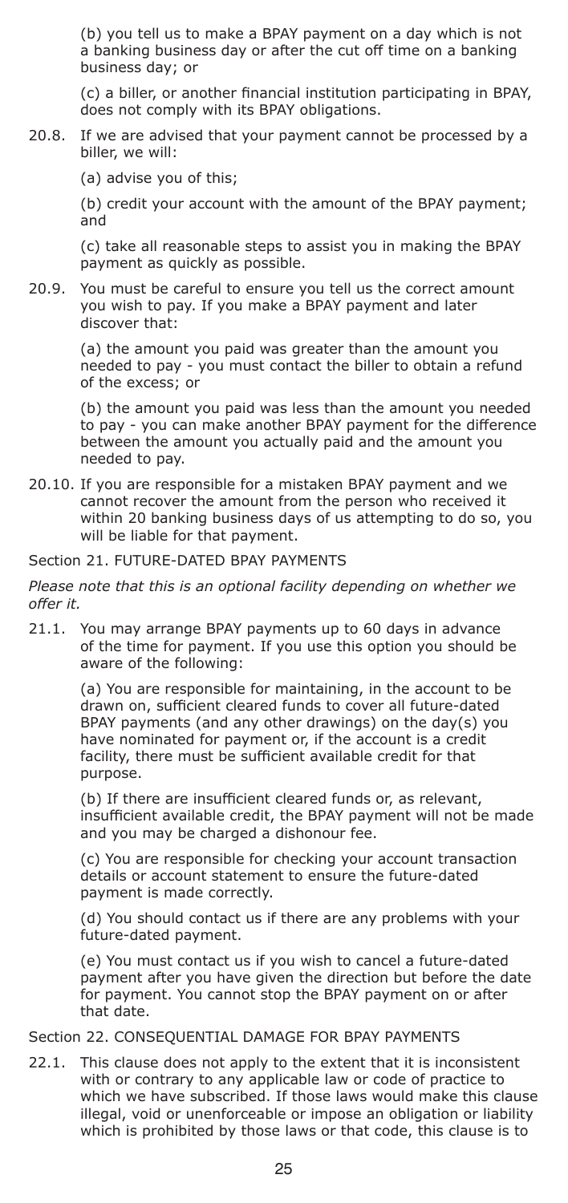(b) you tell us to make a BPAY payment on a day which is not a banking business day or after the cut off time on a banking business day; or

(c) a biller, or another financial institution participating in BPAY, does not comply with its BPAY obligations.

20.8. If we are advised that your payment cannot be processed by a biller, we will:

(a) advise you of this;

(b) credit your account with the amount of the BPAY payment; and

(c) take all reasonable steps to assist you in making the BPAY payment as quickly as possible.

20.9. You must be careful to ensure you tell us the correct amount you wish to pay. If you make a BPAY payment and later discover that:

(a) the amount you paid was greater than the amount you needed to pay - you must contact the biller to obtain a refund of the excess; or

(b) the amount you paid was less than the amount you needed to pay - you can make another BPAY payment for the difference between the amount you actually paid and the amount you needed to pay.

20.10. If you are responsible for a mistaken BPAY payment and we cannot recover the amount from the person who received it within 20 banking business days of us attempting to do so, you will be liable for that payment.

## Section 21. FUTURE-DATED BPAY PAYMENTS

*Please note that this is an optional facility depending on whether we offer it.*

21.1. You may arrange BPAY payments up to 60 days in advance of the time for payment. If you use this option you should be aware of the following:

(a) You are responsible for maintaining, in the account to be drawn on, sufficient cleared funds to cover all future-dated BPAY payments (and any other drawings) on the day(s) you have nominated for payment or, if the account is a credit facility, there must be sufficient available credit for that purpose.

(b) If there are insufficient cleared funds or, as relevant, insufficient available credit, the BPAY payment will not be made and you may be charged a dishonour fee.

(c) You are responsible for checking your account transaction details or account statement to ensure the future-dated payment is made correctly.

(d) You should contact us if there are any problems with your future-dated payment.

(e) You must contact us if you wish to cancel a future-dated payment after you have given the direction but before the date for payment. You cannot stop the BPAY payment on or after that date.

## Section 22. CONSEQUENTIAL DAMAGE FOR BPAY PAYMENTS

22.1. This clause does not apply to the extent that it is inconsistent with or contrary to any applicable law or code of practice to which we have subscribed. If those laws would make this clause illegal, void or unenforceable or impose an obligation or liability which is prohibited by those laws or that code, this clause is to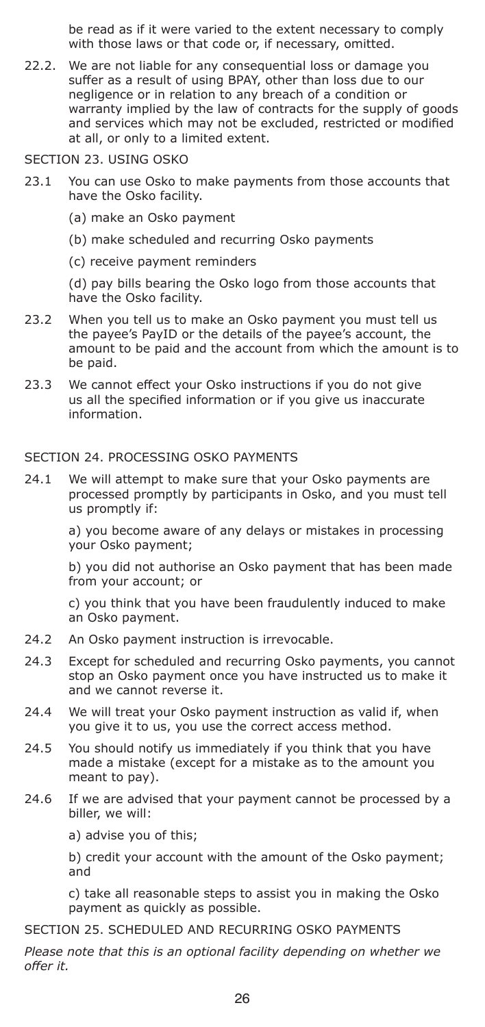be read as if it were varied to the extent necessary to comply with those laws or that code or, if necessary, omitted.

22.2. We are not liable for any consequential loss or damage you suffer as a result of using BPAY, other than loss due to our negligence or in relation to any breach of a condition or warranty implied by the law of contracts for the supply of goods and services which may not be excluded, restricted or modified at all, or only to a limited extent.

## SECTION 23. USING OSKO

23.1 You can use Osko to make payments from those accounts that have the Osko facility.

(a) make an Osko payment

(b) make scheduled and recurring Osko payments

(c) receive payment reminders

(d) pay bills bearing the Osko logo from those accounts that have the Osko facility.

23.2 When you tell us to make an Osko payment you must tell us the payee's PayID or the details of the payee's account, the amount to be paid and the account from which the amount is to be paid.

23.3 We cannot effect your Osko instructions if you do not give us all the specified information or if you give us inaccurate information.

## SECTION 24. PROCESSING OSKO PAYMENTS

24.1 We will attempt to make sure that your Osko payments are processed promptly by participants in Osko, and you must tell us promptly if:

a) you become aware of any delays or mistakes in processing your Osko payment;

b) you did not authorise an Osko payment that has been made from your account; or

c) you think that you have been fraudulently induced to make an Osko payment.

24.2 An Osko payment instruction is irrevocable.

24.3 Except for scheduled and recurring Osko payments, you cannot stop an Osko payment once you have instructed us to make it and we cannot reverse it.

24.4 We will treat your Osko payment instruction as valid if, when you give it to us, you use the correct access method.

24.5 You should notify us immediately if you think that you have made a mistake (except for a mistake as to the amount you meant to pay).

24.6 If we are advised that your payment cannot be processed by a biller, we will:

a) advise you of this;

b) credit your account with the amount of the Osko payment; and

c) take all reasonable steps to assist you in making the Osko payment as quickly as possible.

## SECTION 25. SCHEDULED AND RECURRING OSKO PAYMENTS

*Please note that this is an optional facility depending on whether we offer it.*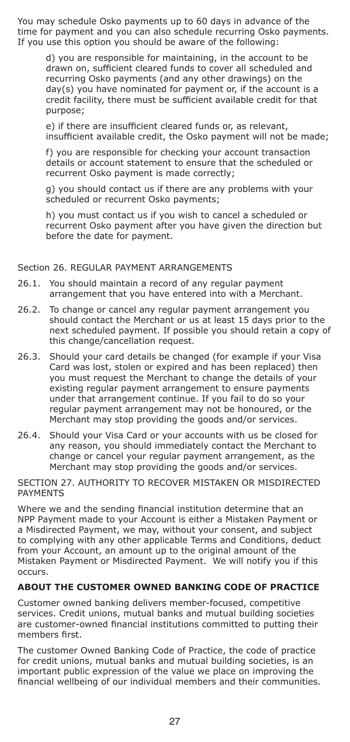You may schedule Osko payments up to 60 days in advance of the time for payment and you can also schedule recurring Osko payments. If you use this option you should be aware of the following:

d) you are responsible for maintaining, in the account to be drawn on, sufficient cleared funds to cover all scheduled and recurring Osko payments (and any other drawings) on the day(s) you have nominated for payment or, if the account is a credit facility, there must be sufficient available credit for that purpose;

e) if there are insufficient cleared funds or, as relevant, insufficient available credit, the Osko payment will not be made;

f) you are responsible for checking your account transaction details or account statement to ensure that the scheduled or recurrent Osko payment is made correctly;

g) you should contact us if there are any problems with your scheduled or recurrent Osko payments;

h) you must contact us if you wish to cancel a scheduled or recurrent Osko payment after you have given the direction but before the date for payment.

Section 26. REGULAR PAYMENT ARRANGEMENTS

26.1. You should maintain a record of any regular payment arrangement that you have entered into with a Merchant.

26.2. To change or cancel any regular payment arrangement you should contact the Merchant or us at least 15 days prior to the next scheduled payment. If possible you should retain a copy of this change/cancellation request.

26.3. Should your card details be changed (for example if your Visa Card was lost, stolen or expired and has been replaced) then you must request the Merchant to change the details of your existing regular payment arrangement to ensure payments under that arrangement continue. If you fail to do so your regular payment arrangement may not be honoured, or the Merchant may stop providing the goods and/or services.

26.4. Should your Visa Card or your accounts with us be closed for any reason, you should immediately contact the Merchant to change or cancel your regular payment arrangement, as the Merchant may stop providing the goods and/or services.

SECTION 27. AUTHORITY TO RECOVER MISTAKEN OR MISDIRECTED PAYMENTS

Where we and the sending financial institution determine that an NPP Payment made to your Account is either a Mistaken Payment or a Misdirected Payment, we may, without your consent, and subject to complying with any other applicable Terms and Conditions, deduct from your Account, an amount up to the original amount of the Mistaken Payment or Misdirected Payment. We will notify you if this occurs.

## ABOUT THE CUSTOMER OWNED BANKING CODE OF PRACTICE

Customer owned banking delivers member-focused, competitive services. Credit unions, mutual banks and mutual building societies are customer-owned financial institutions committed to putting their members first.

The customer Owned Banking Code of Practice, the code of practice for credit unions, mutual banks and mutual building societies, is an important public expression of the value we place on improving the financial wellbeing of our individual members and their communities.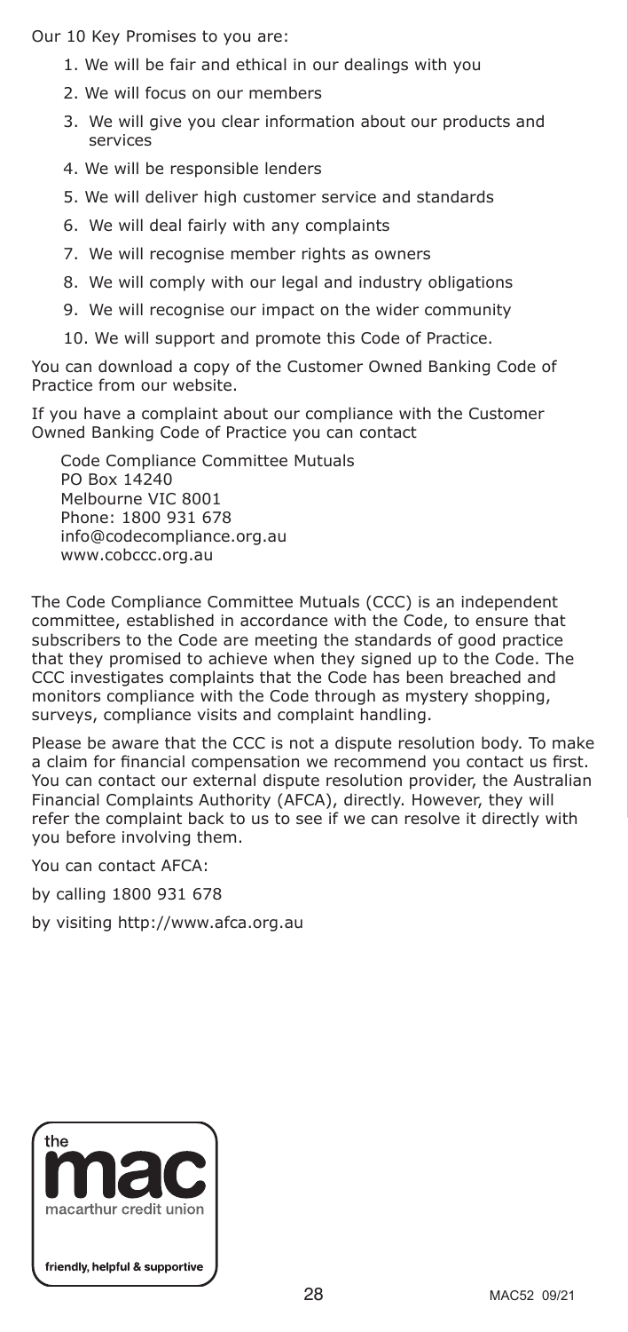Our 10 Key Promises to you are:

1. We will be fair and ethical in our dealings with you
2. We will focus on our members
3. We will give you clear information about our products and services
4. We will be responsible lenders
5. We will deliver high customer service and standards
6. We will deal fairly with any complaints
7. We will recognise member rights as owners
8. We will comply with our legal and industry obligations
9. We will recognise our impact on the wider community
10. We will support and promote this Code of Practice.

You can download a copy of the Customer Owned Banking Code of Practice from our website.

If you have a complaint about our compliance with the Customer Owned Banking Code of Practice you can contact

Code Compliance Committee Mutuals
PO Box 14240
Melbourne VIC 8001
Phone: 1800 931 678
info@codecompliance.org.au
www.cobccc.org.au

The Code Compliance Committee Mutuals (CCC) is an independent committee, established in accordance with the Code, to ensure that subscribers to the Code are meeting the standards of good practice that they promised to achieve when they signed up to the Code. The CCC investigates complaints that the Code has been breached and monitors compliance with the Code through as mystery shopping, surveys, compliance visits and complaint handling.

Please be aware that the CCC is not a dispute resolution body. To make a claim for financial compensation we recommend you contact us first. You can contact our external dispute resolution provider, the Australian Financial Complaints Authority (AFCA), directly. However, they will refer the complaint back to us to see if we can resolve it directly with you before involving them.

You can contact AFCA:

by calling 1800 931 678

by visiting http://www.afca.org.au

the mac
macarthur credit union
friendly, helpful & supportive

MAC52 09/21